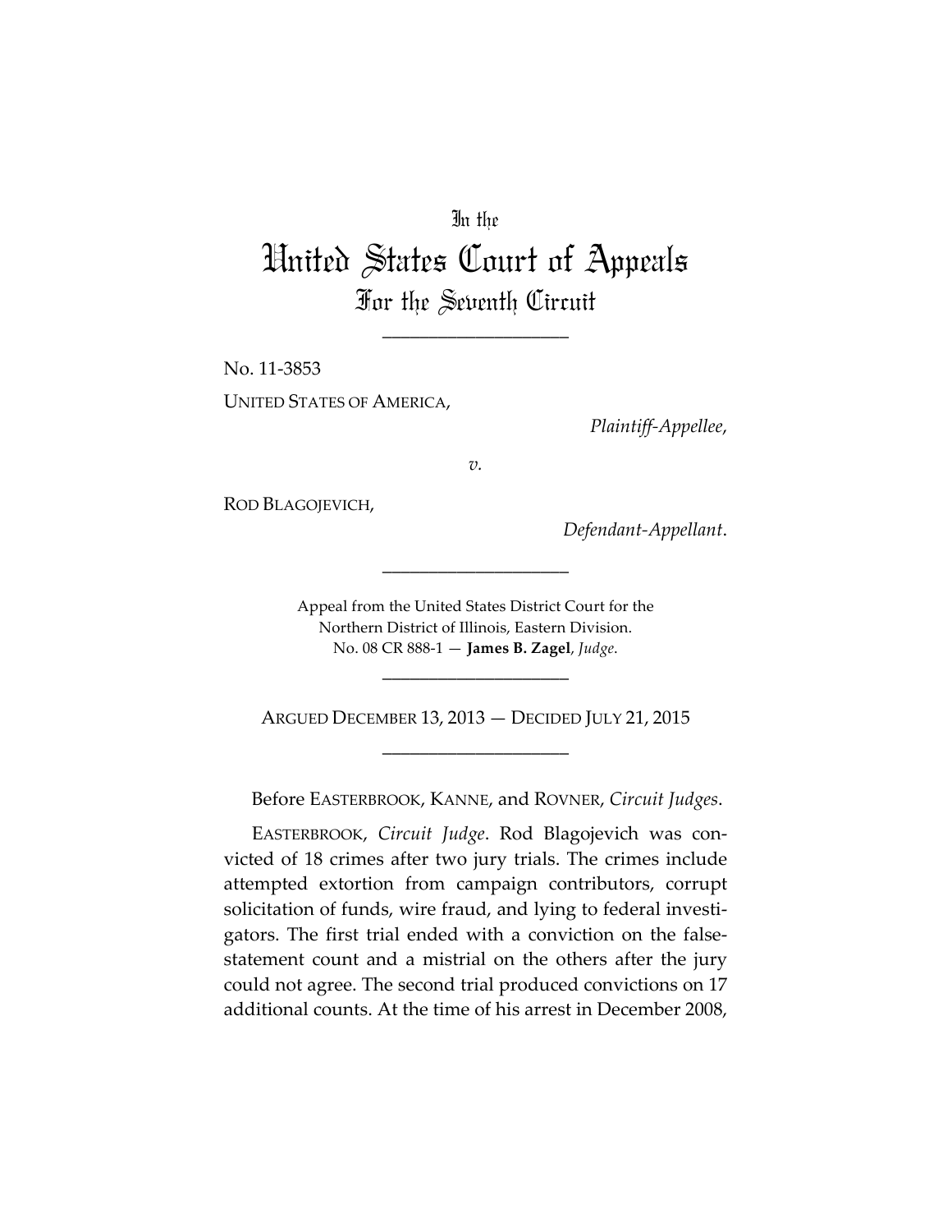In the

# United States Court of Appeals

## For the Seventh Circuit

____________________

No. 11-3853

UNITED STATES OF AMERICA,

*Plaintiff-Appellee*,

*v.*

ROD BLAGOJEVICH,

*Defendant-Appellant*.

____________________

Appeal from the United States District Court for the Northern District of Illinois, Eastern Division.
No. 08 CR 888-1 — **James B. Zagel**, *Judge*.

____________________

ARGUED DECEMBER 13, 2013 — DECIDED JULY 21, 2015

____________________

Before EASTERBROOK, KANNE, and ROVNER, *Circuit Judges*.

EASTERBROOK, *Circuit Judge*. Rod Blagojevich was convicted of 18 crimes after two jury trials. The crimes include attempted extortion from campaign contributors, corrupt solicitation of funds, wire fraud, and lying to federal investigators. The first trial ended with a conviction on the false-statement count and a mistrial on the others after the jury could not agree. The second trial produced convictions on 17 additional counts. At the time of his arrest in December 2008,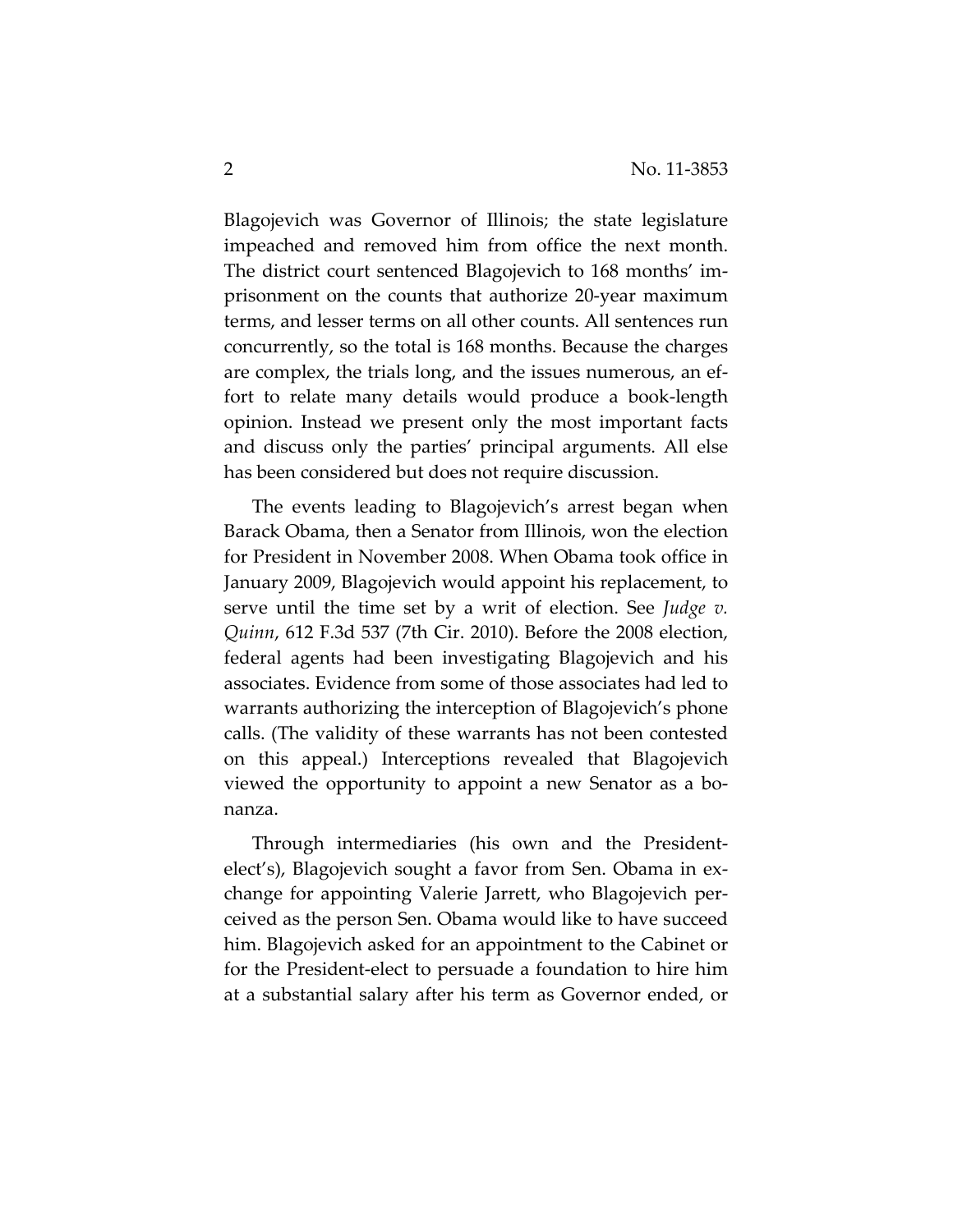Blagojevich was Governor of Illinois; the state legislature impeached and removed him from office the next month. The district court sentenced Blagojevich to 168 months' imprisonment on the counts that authorize 20-year maximum terms, and lesser terms on all other counts. All sentences run concurrently, so the total is 168 months. Because the charges are complex, the trials long, and the issues numerous, an effort to relate many details would produce a book-length opinion. Instead we present only the most important facts and discuss only the parties' principal arguments. All else has been considered but does not require discussion.

The events leading to Blagojevich's arrest began when Barack Obama, then a Senator from Illinois, won the election for President in November 2008. When Obama took office in January 2009, Blagojevich would appoint his replacement, to serve until the time set by a writ of election. See *Judge v. Quinn*, 612 F.3d 537 (7th Cir. 2010). Before the 2008 election, federal agents had been investigating Blagojevich and his associates. Evidence from some of those associates had led to warrants authorizing the interception of Blagojevich's phone calls. (The validity of these warrants has not been contested on this appeal.) Interceptions revealed that Blagojevich viewed the opportunity to appoint a new Senator as a bonanza.

Through intermediaries (his own and the President-elect's), Blagojevich sought a favor from Sen. Obama in exchange for appointing Valerie Jarrett, who Blagojevich perceived as the person Sen. Obama would like to have succeed him. Blagojevich asked for an appointment to the Cabinet or for the President-elect to persuade a foundation to hire him at a substantial salary after his term as Governor ended, or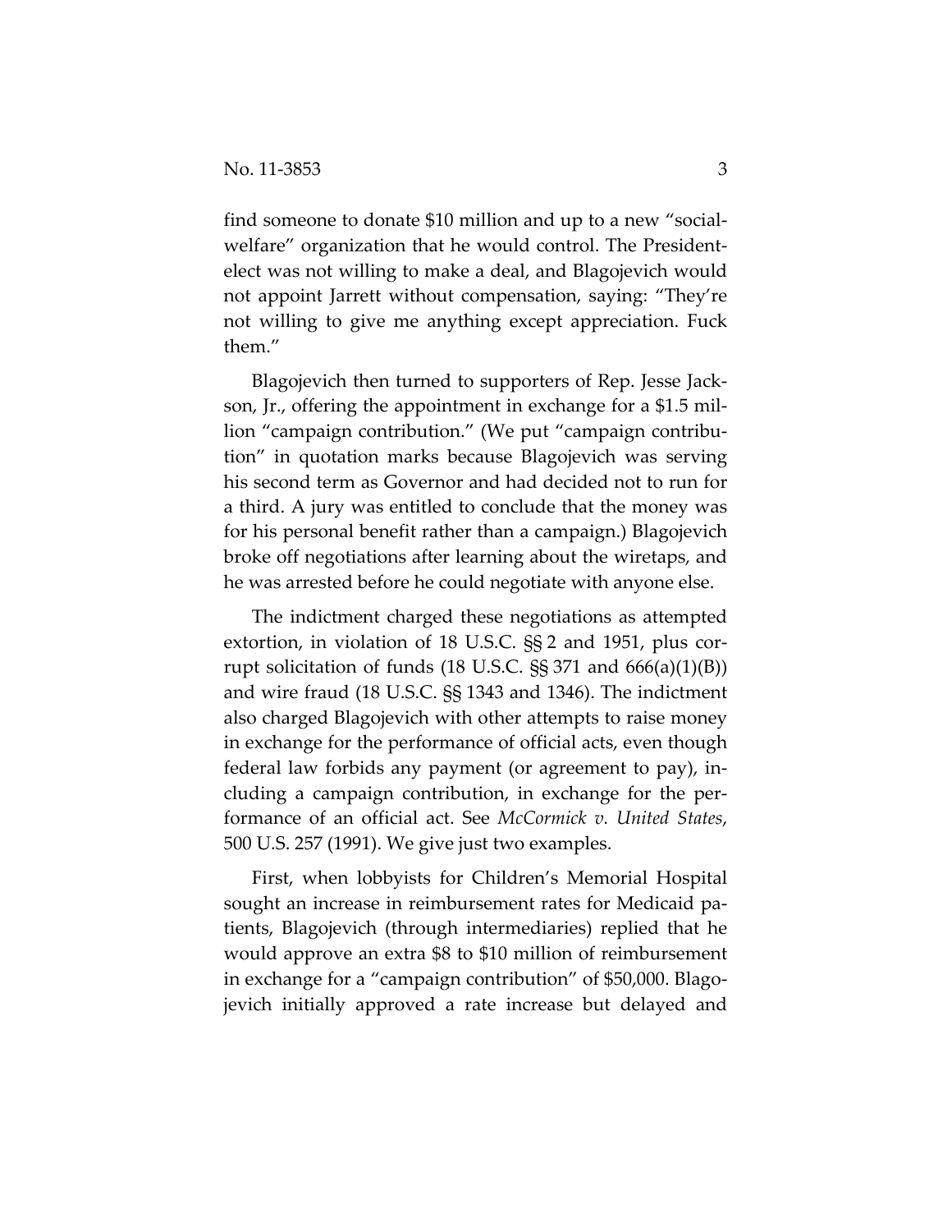find someone to donate $10 million and up to a new "social-welfare" organization that he would control. The President-elect was not willing to make a deal, and Blagojevich would not appoint Jarrett without compensation, saying: "They're not willing to give me anything except appreciation. Fuck them."

Blagojevich then turned to supporters of Rep. Jesse Jackson, Jr., offering the appointment in exchange for a $1.5 million "campaign contribution." (We put "campaign contribution" in quotation marks because Blagojevich was serving his second term as Governor and had decided not to run for a third. A jury was entitled to conclude that the money was for his personal benefit rather than a campaign.) Blagojevich broke off negotiations after learning about the wiretaps, and he was arrested before he could negotiate with anyone else.

The indictment charged these negotiations as attempted extortion, in violation of 18 U.S.C. §§ 2 and 1951, plus corrupt solicitation of funds (18 U.S.C. §§ 371 and 666(a)(1)(B)) and wire fraud (18 U.S.C. §§ 1343 and 1346). The indictment also charged Blagojevich with other attempts to raise money in exchange for the performance of official acts, even though federal law forbids any payment (or agreement to pay), including a campaign contribution, in exchange for the performance of an official act. See *McCormick v. United States*, 500 U.S. 257 (1991). We give just two examples.

First, when lobbyists for Children's Memorial Hospital sought an increase in reimbursement rates for Medicaid patients, Blagojevich (through intermediaries) replied that he would approve an extra $8 to $10 million of reimbursement in exchange for a "campaign contribution" of $50,000. Blagojevich initially approved a rate increase but delayed and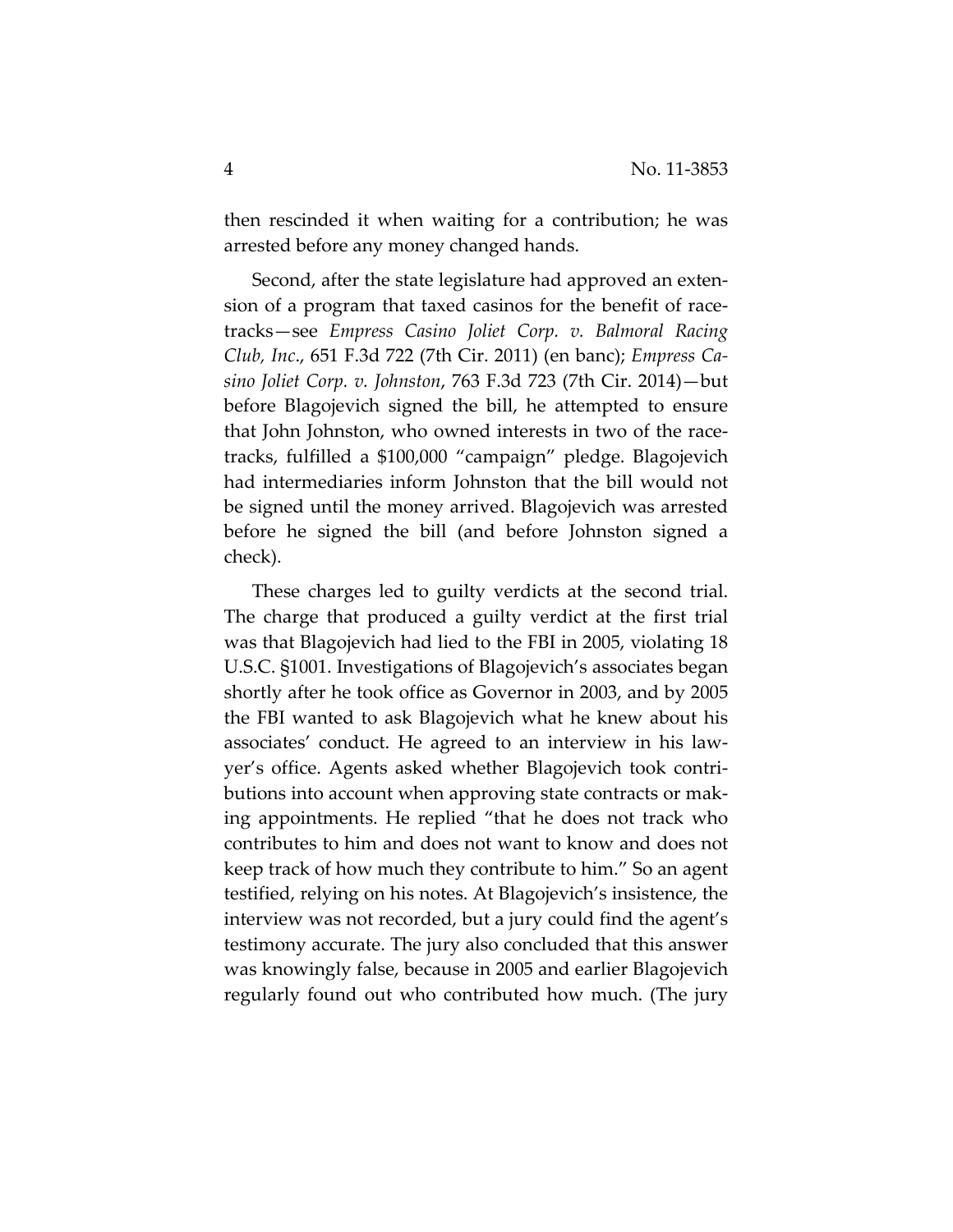then rescinded it when waiting for a contribution; he was arrested before any money changed hands.

Second, after the state legislature had approved an extension of a program that taxed casinos for the benefit of racetracks—see *Empress Casino Joliet Corp. v. Balmoral Racing Club, Inc*., 651 F.3d 722 (7th Cir. 2011) (en banc); *Empress Casino Joliet Corp. v. Johnston*, 763 F.3d 723 (7th Cir. 2014)—but before Blagojevich signed the bill, he attempted to ensure that John Johnston, who owned interests in two of the racetracks, fulfilled a $100,000 "campaign" pledge. Blagojevich had intermediaries inform Johnston that the bill would not be signed until the money arrived. Blagojevich was arrested before he signed the bill (and before Johnston signed a check).

These charges led to guilty verdicts at the second trial. The charge that produced a guilty verdict at the first trial was that Blagojevich had lied to the FBI in 2005, violating 18 U.S.C. §1001. Investigations of Blagojevich's associates began shortly after he took office as Governor in 2003, and by 2005 the FBI wanted to ask Blagojevich what he knew about his associates' conduct. He agreed to an interview in his lawyer's office. Agents asked whether Blagojevich took contributions into account when approving state contracts or making appointments. He replied "that he does not track who contributes to him and does not want to know and does not keep track of how much they contribute to him." So an agent testified, relying on his notes. At Blagojevich's insistence, the interview was not recorded, but a jury could find the agent's testimony accurate. The jury also concluded that this answer was knowingly false, because in 2005 and earlier Blagojevich regularly found out who contributed how much. (The jury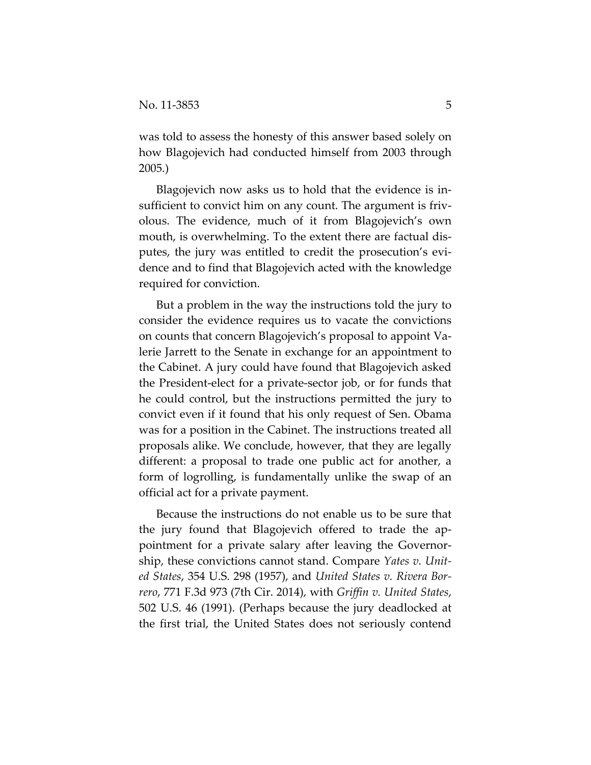was told to assess the honesty of this answer based solely on how Blagojevich had conducted himself from 2003 through 2005.)

Blagojevich now asks us to hold that the evidence is insufficient to convict him on any count. The argument is frivolous. The evidence, much of it from Blagojevich's own mouth, is overwhelming. To the extent there are factual disputes, the jury was entitled to credit the prosecution's evidence and to find that Blagojevich acted with the knowledge required for conviction.

But a problem in the way the instructions told the jury to consider the evidence requires us to vacate the convictions on counts that concern Blagojevich's proposal to appoint Valerie Jarrett to the Senate in exchange for an appointment to the Cabinet. A jury could have found that Blagojevich asked the President-elect for a private-sector job, or for funds that he could control, but the instructions permitted the jury to convict even if it found that his only request of Sen. Obama was for a position in the Cabinet. The instructions treated all proposals alike. We conclude, however, that they are legally different: a proposal to trade one public act for another, a form of logrolling, is fundamentally unlike the swap of an official act for a private payment.

Because the instructions do not enable us to be sure that the jury found that Blagojevich offered to trade the appointment for a private salary after leaving the Governorship, these convictions cannot stand. Compare *Yates v. United States*, 354 U.S. 298 (1957), and *United States v. Rivera Borrero*, 771 F.3d 973 (7th Cir. 2014), with *Griffin v. United States*, 502 U.S. 46 (1991). (Perhaps because the jury deadlocked at the first trial, the United States does not seriously contend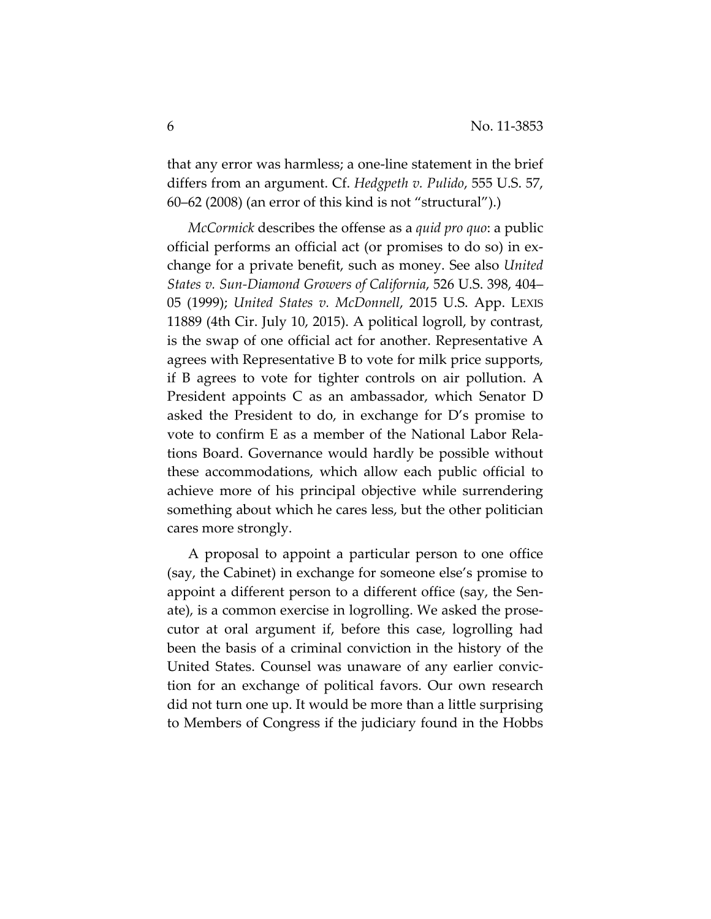that any error was harmless; a one-line statement in the brief differs from an argument. Cf. *Hedgpeth v. Pulido*, 555 U.S. 57, 60–62 (2008) (an error of this kind is not "structural").)

*McCormick* describes the offense as a *quid pro quo*: a public official performs an official act (or promises to do so) in exchange for a private benefit, such as money. See also *United States v. Sun-Diamond Growers of California*, 526 U.S. 398, 404–05 (1999); *United States v. McDonnell*, 2015 U.S. App. LEXIS 11889 (4th Cir. July 10, 2015). A political logroll, by contrast, is the swap of one official act for another. Representative A agrees with Representative B to vote for milk price supports, if B agrees to vote for tighter controls on air pollution. A President appoints C as an ambassador, which Senator D asked the President to do, in exchange for D's promise to vote to confirm E as a member of the National Labor Relations Board. Governance would hardly be possible without these accommodations, which allow each public official to achieve more of his principal objective while surrendering something about which he cares less, but the other politician cares more strongly.

A proposal to appoint a particular person to one office (say, the Cabinet) in exchange for someone else's promise to appoint a different person to a different office (say, the Senate), is a common exercise in logrolling. We asked the prosecutor at oral argument if, before this case, logrolling had been the basis of a criminal conviction in the history of the United States. Counsel was unaware of any earlier conviction for an exchange of political favors. Our own research did not turn one up. It would be more than a little surprising to Members of Congress if the judiciary found in the Hobbs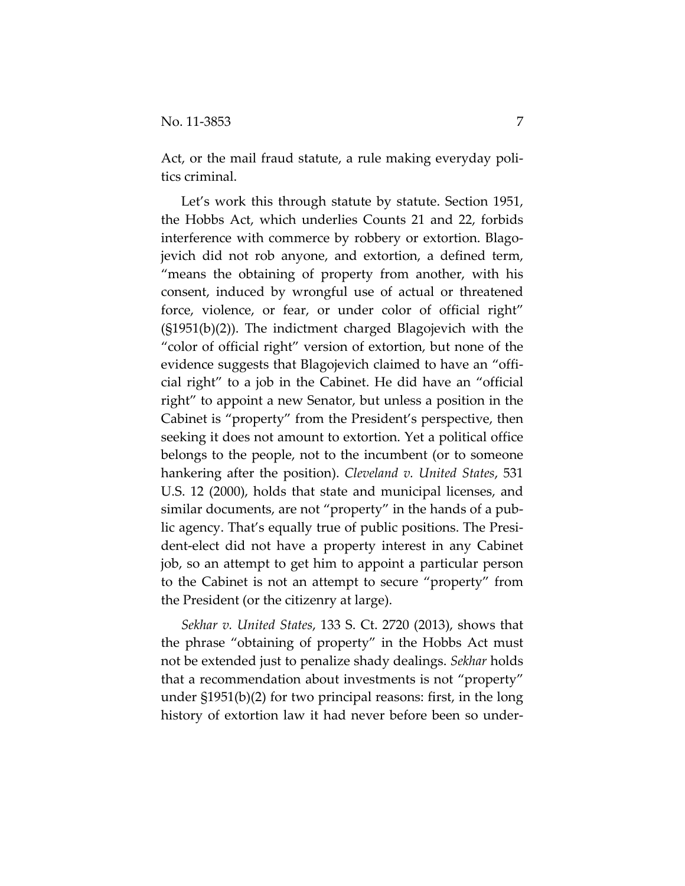Act, or the mail fraud statute, a rule making everyday politics criminal.

Let's work this through statute by statute. Section 1951, the Hobbs Act, which underlies Counts 21 and 22, forbids interference with commerce by robbery or extortion. Blagojevich did not rob anyone, and extortion, a defined term, "means the obtaining of property from another, with his consent, induced by wrongful use of actual or threatened force, violence, or fear, or under color of official right" (§1951(b)(2)). The indictment charged Blagojevich with the "color of official right" version of extortion, but none of the evidence suggests that Blagojevich claimed to have an "official right" to a job in the Cabinet. He did have an "official right" to appoint a new Senator, but unless a position in the Cabinet is "property" from the President's perspective, then seeking it does not amount to extortion. Yet a political office belongs to the people, not to the incumbent (or to someone hankering after the position). *Cleveland v. United States*, 531 U.S. 12 (2000), holds that state and municipal licenses, and similar documents, are not "property" in the hands of a public agency. That's equally true of public positions. The President-elect did not have a property interest in any Cabinet job, so an attempt to get him to appoint a particular person to the Cabinet is not an attempt to secure "property" from the President (or the citizenry at large).

*Sekhar v. United States*, 133 S. Ct. 2720 (2013), shows that the phrase "obtaining of property" in the Hobbs Act must not be extended just to penalize shady dealings. *Sekhar* holds that a recommendation about investments is not "property" under §1951(b)(2) for two principal reasons: first, in the long history of extortion law it had never before been so under-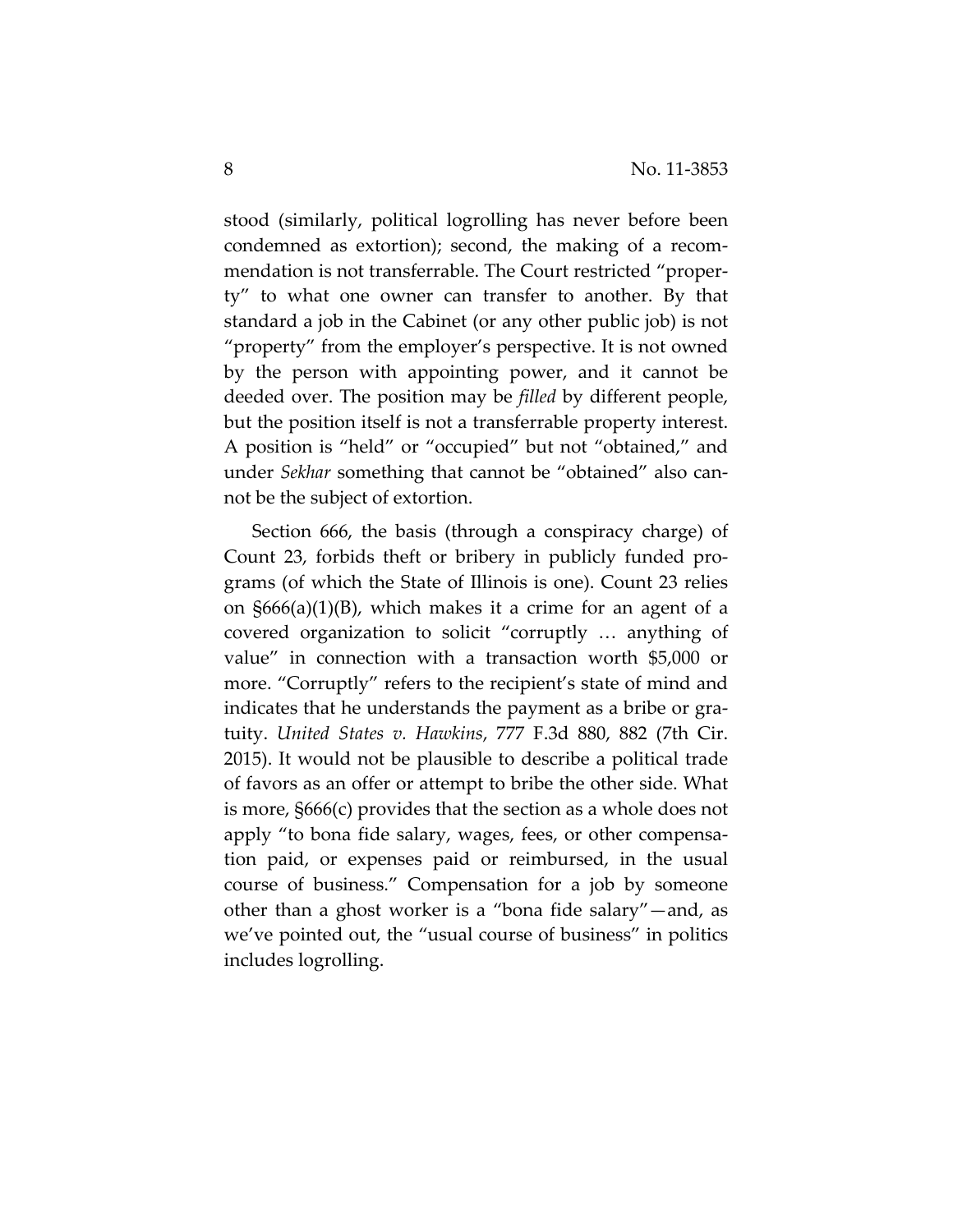stood (similarly, political logrolling has never before been condemned as extortion); second, the making of a recommendation is not transferrable. The Court restricted "property" to what one owner can transfer to another. By that standard a job in the Cabinet (or any other public job) is not "property" from the employer's perspective. It is not owned by the person with appointing power, and it cannot be deeded over. The position may be *filled* by different people, but the position itself is not a transferrable property interest. A position is "held" or "occupied" but not "obtained," and under *Sekhar* something that cannot be "obtained" also cannot be the subject of extortion.

Section 666, the basis (through a conspiracy charge) of Count 23, forbids theft or bribery in publicly funded programs (of which the State of Illinois is one). Count 23 relies on §666(a)(1)(B), which makes it a crime for an agent of a covered organization to solicit "corruptly … anything of value" in connection with a transaction worth $5,000 or more. "Corruptly" refers to the recipient's state of mind and indicates that he understands the payment as a bribe or gratuity. *United States v. Hawkins*, 777 F.3d 880, 882 (7th Cir. 2015). It would not be plausible to describe a political trade of favors as an offer or attempt to bribe the other side. What is more, §666(c) provides that the section as a whole does not apply "to bona fide salary, wages, fees, or other compensation paid, or expenses paid or reimbursed, in the usual course of business." Compensation for a job by someone other than a ghost worker is a "bona fide salary"—and, as we've pointed out, the "usual course of business" in politics includes logrolling.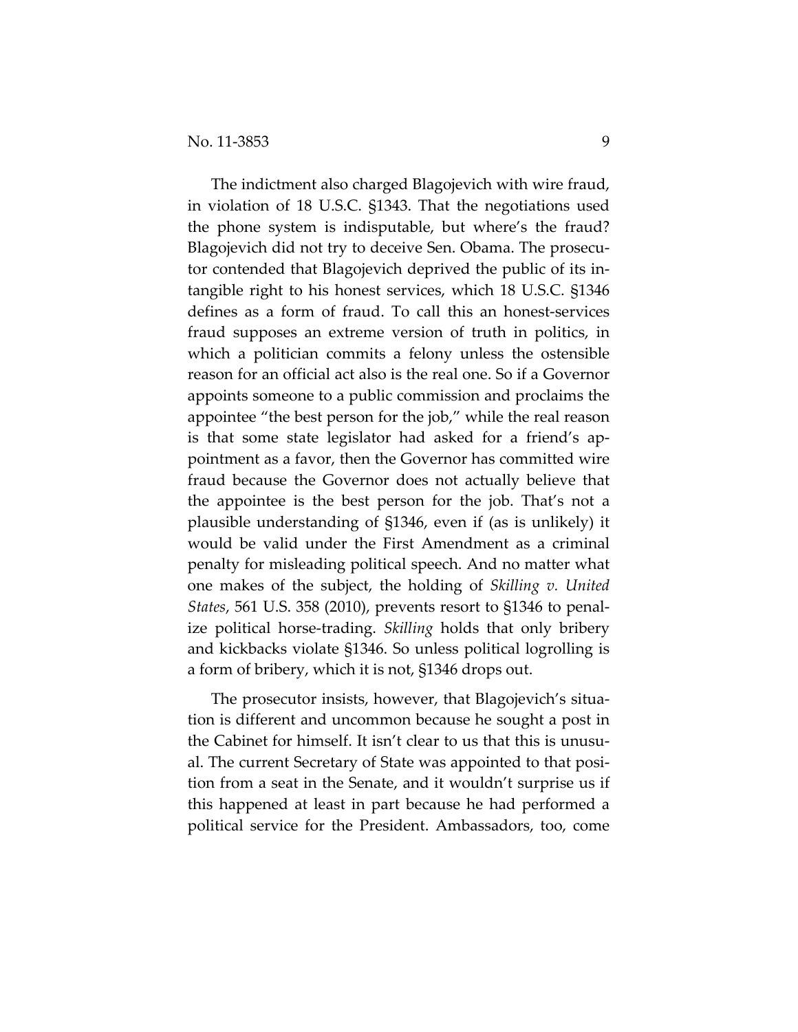The indictment also charged Blagojevich with wire fraud, in violation of 18 U.S.C. §1343. That the negotiations used the phone system is indisputable, but where's the fraud? Blagojevich did not try to deceive Sen. Obama. The prosecutor contended that Blagojevich deprived the public of its intangible right to his honest services, which 18 U.S.C. §1346 defines as a form of fraud. To call this an honest-services fraud supposes an extreme version of truth in politics, in which a politician commits a felony unless the ostensible reason for an official act also is the real one. So if a Governor appoints someone to a public commission and proclaims the appointee "the best person for the job," while the real reason is that some state legislator had asked for a friend's appointment as a favor, then the Governor has committed wire fraud because the Governor does not actually believe that the appointee is the best person for the job. That's not a plausible understanding of §1346, even if (as is unlikely) it would be valid under the First Amendment as a criminal penalty for misleading political speech. And no matter what one makes of the subject, the holding of *Skilling v. United States*, 561 U.S. 358 (2010), prevents resort to §1346 to penalize political horse-trading. *Skilling* holds that only bribery and kickbacks violate §1346. So unless political logrolling is a form of bribery, which it is not, §1346 drops out.

The prosecutor insists, however, that Blagojevich's situation is different and uncommon because he sought a post in the Cabinet for himself. It isn't clear to us that this is unusual. The current Secretary of State was appointed to that position from a seat in the Senate, and it wouldn't surprise us if this happened at least in part because he had performed a political service for the President. Ambassadors, too, come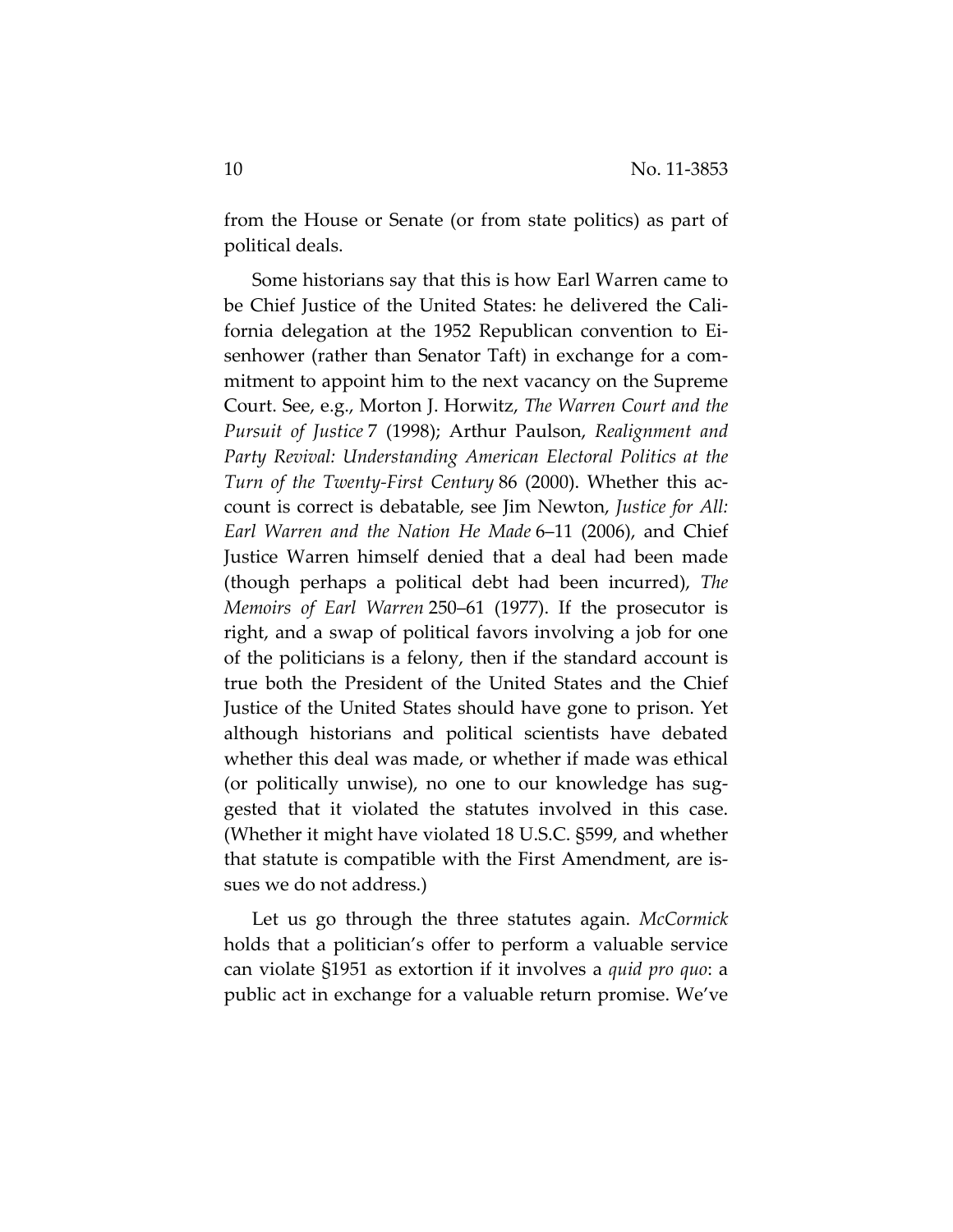from the House or Senate (or from state politics) as part of political deals.

Some historians say that this is how Earl Warren came to be Chief Justice of the United States: he delivered the California delegation at the 1952 Republican convention to Eisenhower (rather than Senator Taft) in exchange for a commitment to appoint him to the next vacancy on the Supreme Court. See, e.g., Morton J. Horwitz, *The Warren Court and the Pursuit of Justice* 7 (1998); Arthur Paulson, *Realignment and Party Revival: Understanding American Electoral Politics at the Turn of the Twenty-First Century* 86 (2000). Whether this account is correct is debatable, see Jim Newton, *Justice for All: Earl Warren and the Nation He Made* 6–11 (2006), and Chief Justice Warren himself denied that a deal had been made (though perhaps a political debt had been incurred), *The Memoirs of Earl Warren* 250–61 (1977). If the prosecutor is right, and a swap of political favors involving a job for one of the politicians is a felony, then if the standard account is true both the President of the United States and the Chief Justice of the United States should have gone to prison. Yet although historians and political scientists have debated whether this deal was made, or whether if made was ethical (or politically unwise), no one to our knowledge has suggested that it violated the statutes involved in this case. (Whether it might have violated 18 U.S.C. §599, and whether that statute is compatible with the First Amendment, are issues we do not address.)

Let us go through the three statutes again. *McCormick* holds that a politician's offer to perform a valuable service can violate §1951 as extortion if it involves a *quid pro quo*: a public act in exchange for a valuable return promise. We've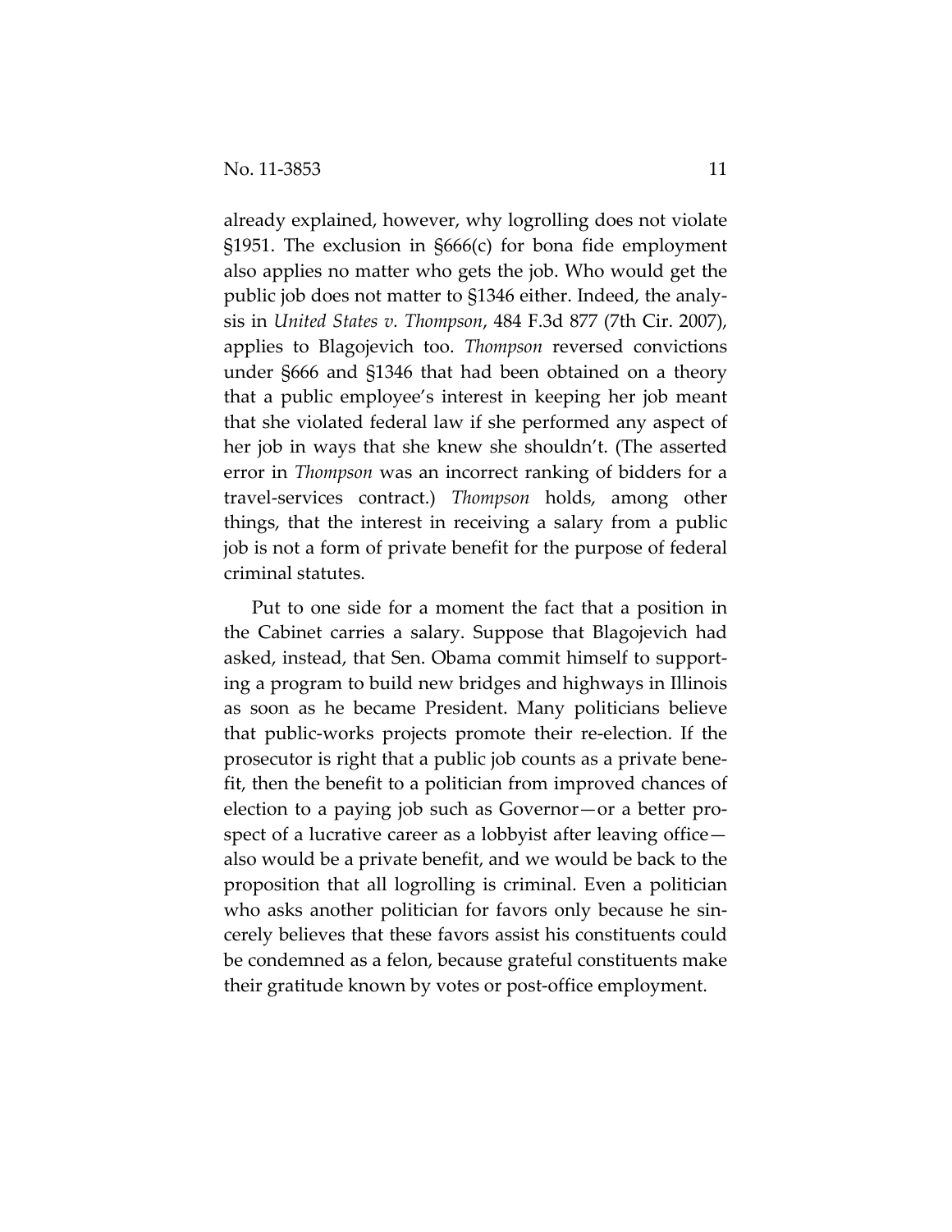already explained, however, why logrolling does not violate §1951. The exclusion in §666(c) for bona fide employment also applies no matter who gets the job. Who would get the public job does not matter to §1346 either. Indeed, the analysis in *United States v. Thompson*, 484 F.3d 877 (7th Cir. 2007), applies to Blagojevich too. *Thompson* reversed convictions under §666 and §1346 that had been obtained on a theory that a public employee's interest in keeping her job meant that she violated federal law if she performed any aspect of her job in ways that she knew she shouldn't. (The asserted error in *Thompson* was an incorrect ranking of bidders for a travel-services contract.) *Thompson* holds, among other things, that the interest in receiving a salary from a public job is not a form of private benefit for the purpose of federal criminal statutes.

Put to one side for a moment the fact that a position in the Cabinet carries a salary. Suppose that Blagojevich had asked, instead, that Sen. Obama commit himself to supporting a program to build new bridges and highways in Illinois as soon as he became President. Many politicians believe that public-works projects promote their re-election. If the prosecutor is right that a public job counts as a private benefit, then the benefit to a politician from improved chances of election to a paying job such as Governor—or a better prospect of a lucrative career as a lobbyist after leaving office—also would be a private benefit, and we would be back to the proposition that all logrolling is criminal. Even a politician who asks another politician for favors only because he sincerely believes that these favors assist his constituents could be condemned as a felon, because grateful constituents make their gratitude known by votes or post-office employment.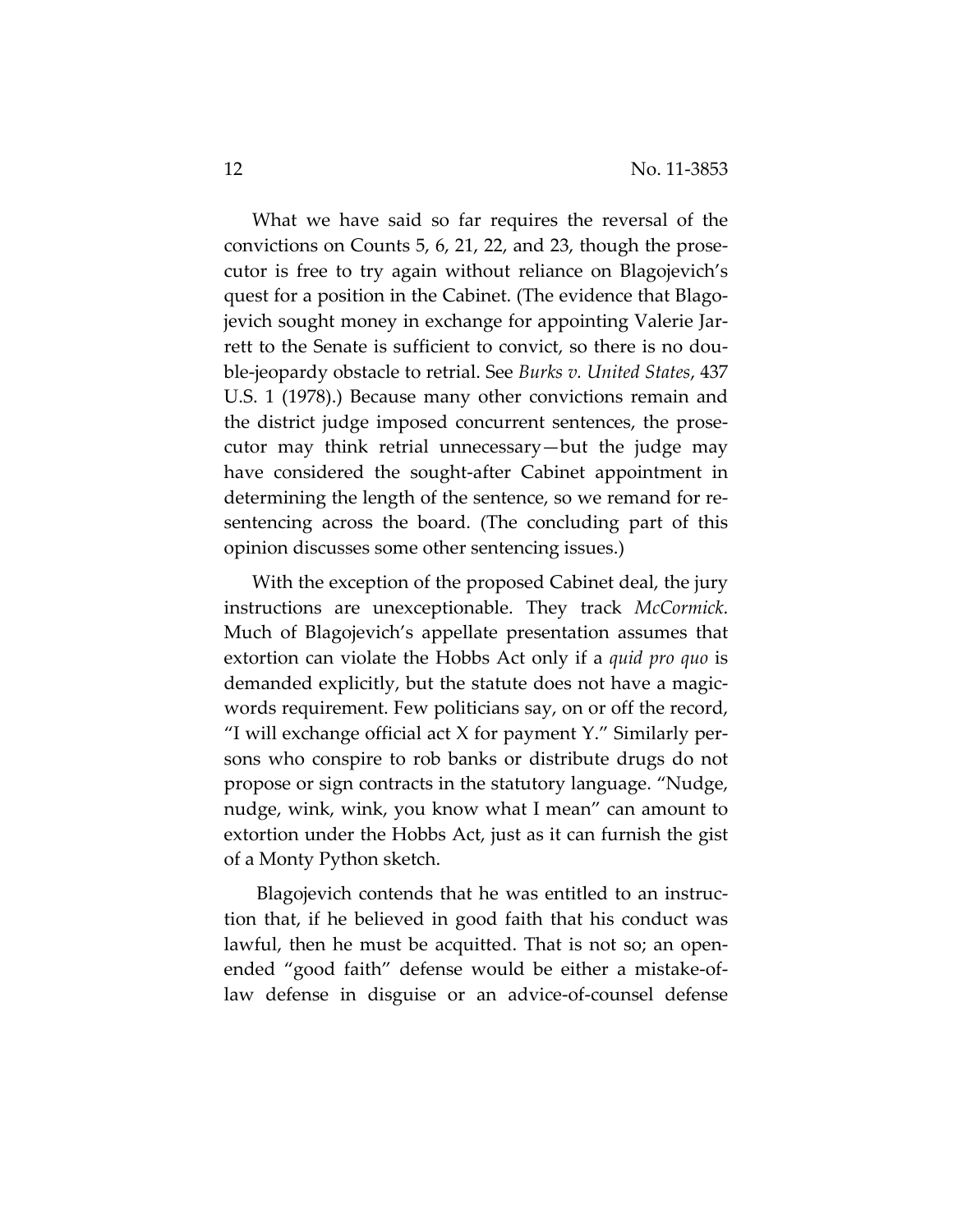What we have said so far requires the reversal of the convictions on Counts 5, 6, 21, 22, and 23, though the prosecutor is free to try again without reliance on Blagojevich's quest for a position in the Cabinet. (The evidence that Blagojevich sought money in exchange for appointing Valerie Jarrett to the Senate is sufficient to convict, so there is no double-jeopardy obstacle to retrial. See *Burks v. United States*, 437 U.S. 1 (1978).) Because many other convictions remain and the district judge imposed concurrent sentences, the prosecutor may think retrial unnecessary—but the judge may have considered the sought-after Cabinet appointment in determining the length of the sentence, so we remand for resentencing across the board. (The concluding part of this opinion discusses some other sentencing issues.)

With the exception of the proposed Cabinet deal, the jury instructions are unexceptionable. They track *McCormick*. Much of Blagojevich's appellate presentation assumes that extortion can violate the Hobbs Act only if a *quid pro quo* is demanded explicitly, but the statute does not have a magic-words requirement. Few politicians say, on or off the record, "I will exchange official act X for payment Y." Similarly persons who conspire to rob banks or distribute drugs do not propose or sign contracts in the statutory language. "Nudge, nudge, wink, wink, you know what I mean" can amount to extortion under the Hobbs Act, just as it can furnish the gist of a Monty Python sketch.

Blagojevich contends that he was entitled to an instruction that, if he believed in good faith that his conduct was lawful, then he must be acquitted. That is not so; an open-ended "good faith" defense would be either a mistake-of-law defense in disguise or an advice-of-counsel defense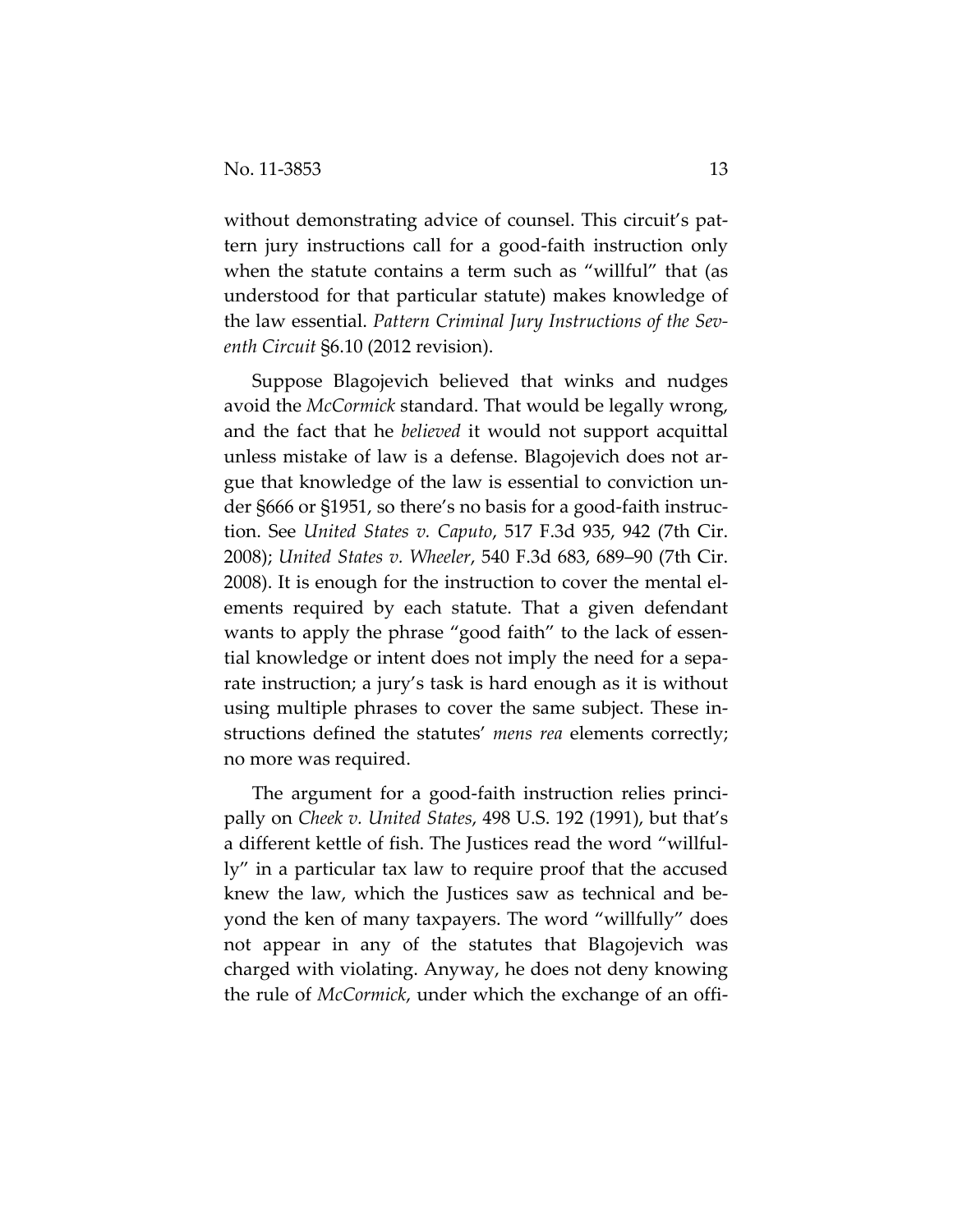without demonstrating advice of counsel. This circuit's pattern jury instructions call for a good-faith instruction only when the statute contains a term such as "willful" that (as understood for that particular statute) makes knowledge of the law essential. *Pattern Criminal Jury Instructions of the Seventh Circuit* §6.10 (2012 revision).

Suppose Blagojevich believed that winks and nudges avoid the *McCormick* standard. That would be legally wrong, and the fact that he *believed* it would not support acquittal unless mistake of law is a defense. Blagojevich does not argue that knowledge of the law is essential to conviction under §666 or §1951, so there's no basis for a good-faith instruction. See *United States v. Caputo*, 517 F.3d 935, 942 (7th Cir. 2008); *United States v. Wheeler*, 540 F.3d 683, 689–90 (7th Cir. 2008). It is enough for the instruction to cover the mental elements required by each statute. That a given defendant wants to apply the phrase "good faith" to the lack of essential knowledge or intent does not imply the need for a separate instruction; a jury's task is hard enough as it is without using multiple phrases to cover the same subject. These instructions defined the statutes' *mens rea* elements correctly; no more was required.

The argument for a good-faith instruction relies principally on *Cheek v. United States*, 498 U.S. 192 (1991), but that's a different kettle of fish. The Justices read the word "willfully" in a particular tax law to require proof that the accused knew the law, which the Justices saw as technical and beyond the ken of many taxpayers. The word "willfully" does not appear in any of the statutes that Blagojevich was charged with violating. Anyway, he does not deny knowing the rule of *McCormick*, under which the exchange of an offi-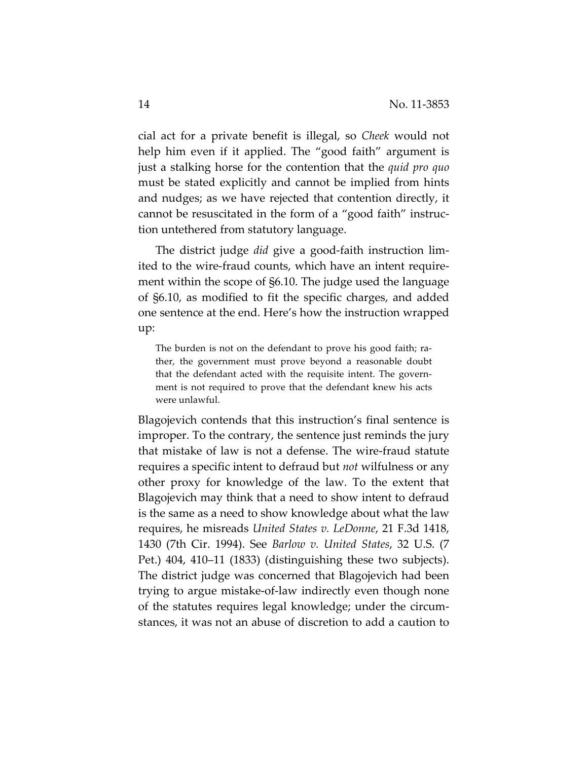cial act for a private benefit is illegal, so *Cheek* would not help him even if it applied. The "good faith" argument is just a stalking horse for the contention that the *quid pro quo* must be stated explicitly and cannot be implied from hints and nudges; as we have rejected that contention directly, it cannot be resuscitated in the form of a "good faith" instruction untethered from statutory language.

The district judge *did* give a good-faith instruction limited to the wire-fraud counts, which have an intent requirement within the scope of §6.10. The judge used the language of §6.10, as modified to fit the specific charges, and added one sentence at the end. Here's how the instruction wrapped up:

> The burden is not on the defendant to prove his good faith; rather, the government must prove beyond a reasonable doubt that the defendant acted with the requisite intent. The government is not required to prove that the defendant knew his acts were unlawful.

Blagojevich contends that this instruction's final sentence is improper. To the contrary, the sentence just reminds the jury that mistake of law is not a defense. The wire-fraud statute requires a specific intent to defraud but *not* wilfulness or any other proxy for knowledge of the law. To the extent that Blagojevich may think that a need to show intent to defraud is the same as a need to show knowledge about what the law requires, he misreads *United States v. LeDonne*, 21 F.3d 1418, 1430 (7th Cir. 1994). See *Barlow v. United States*, 32 U.S. (7 Pet.) 404, 410–11 (1833) (distinguishing these two subjects). The district judge was concerned that Blagojevich had been trying to argue mistake-of-law indirectly even though none of the statutes requires legal knowledge; under the circumstances, it was not an abuse of discretion to add a caution to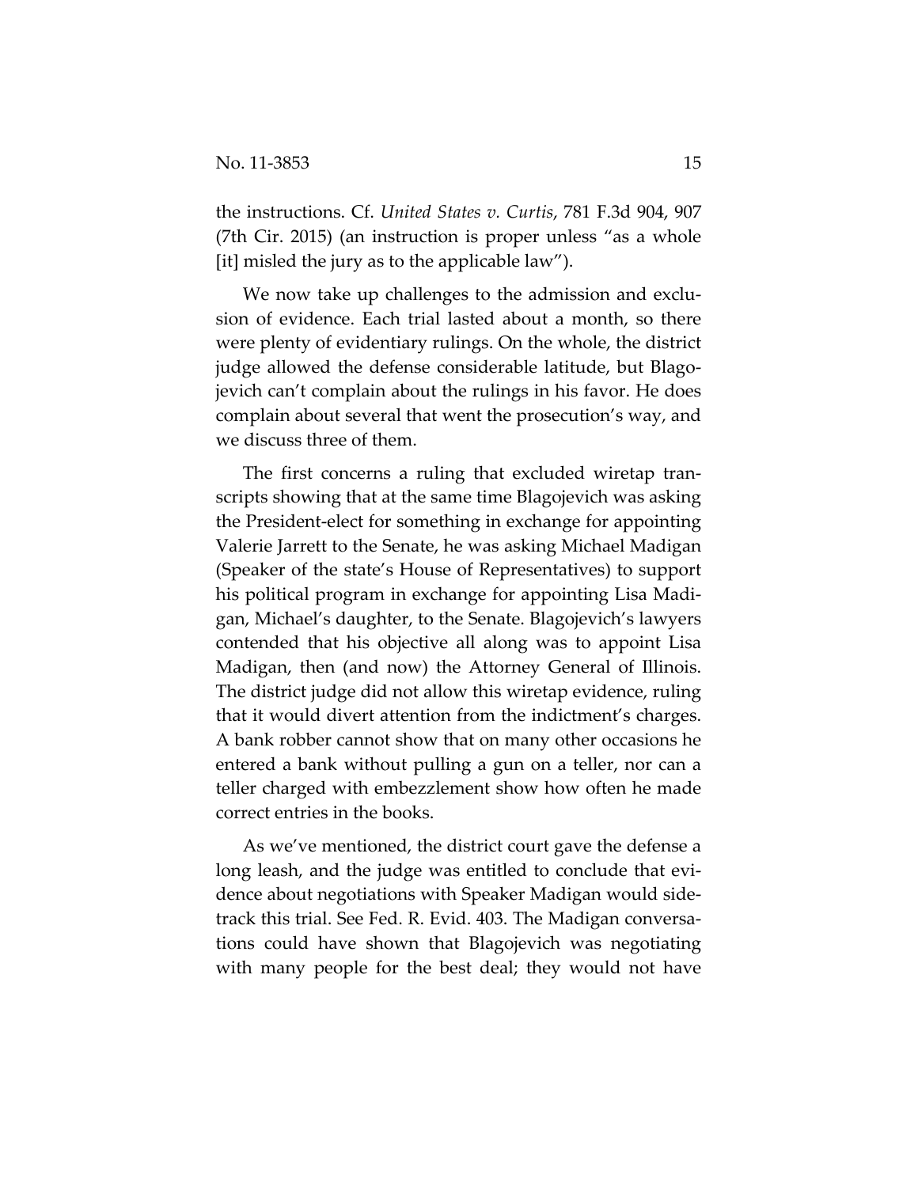the instructions. Cf. *United States v. Curtis*, 781 F.3d 904, 907 (7th Cir. 2015) (an instruction is proper unless "as a whole [it] misled the jury as to the applicable law").

We now take up challenges to the admission and exclusion of evidence. Each trial lasted about a month, so there were plenty of evidentiary rulings. On the whole, the district judge allowed the defense considerable latitude, but Blagojevich can't complain about the rulings in his favor. He does complain about several that went the prosecution's way, and we discuss three of them.

The first concerns a ruling that excluded wiretap transcripts showing that at the same time Blagojevich was asking the President-elect for something in exchange for appointing Valerie Jarrett to the Senate, he was asking Michael Madigan (Speaker of the state's House of Representatives) to support his political program in exchange for appointing Lisa Madigan, Michael's daughter, to the Senate. Blagojevich's lawyers contended that his objective all along was to appoint Lisa Madigan, then (and now) the Attorney General of Illinois. The district judge did not allow this wiretap evidence, ruling that it would divert attention from the indictment's charges. A bank robber cannot show that on many other occasions he entered a bank without pulling a gun on a teller, nor can a teller charged with embezzlement show how often he made correct entries in the books.

As we've mentioned, the district court gave the defense a long leash, and the judge was entitled to conclude that evidence about negotiations with Speaker Madigan would sidetrack this trial. See Fed. R. Evid. 403. The Madigan conversations could have shown that Blagojevich was negotiating with many people for the best deal; they would not have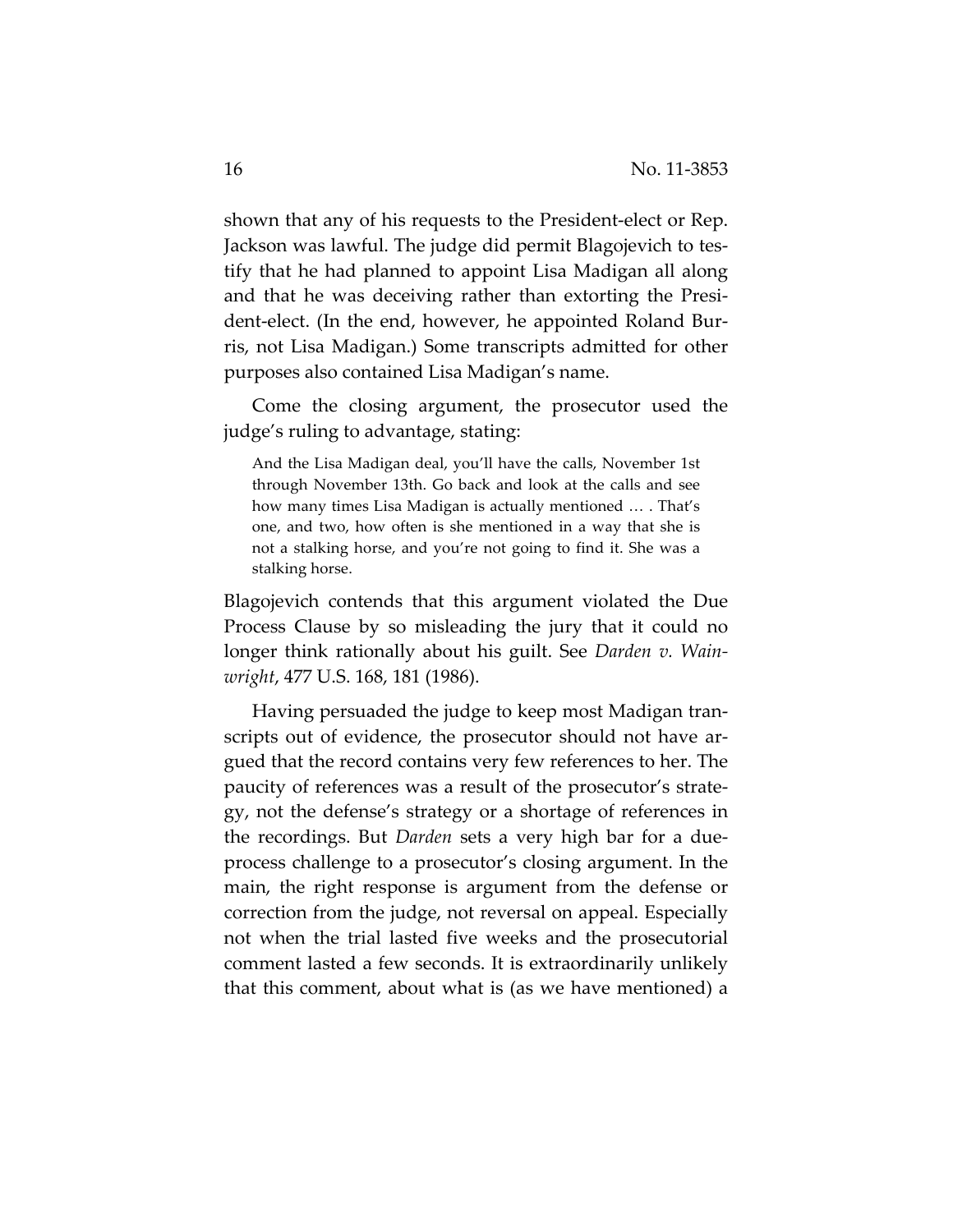shown that any of his requests to the President-elect or Rep. Jackson was lawful. The judge did permit Blagojevich to testify that he had planned to appoint Lisa Madigan all along and that he was deceiving rather than extorting the President-elect. (In the end, however, he appointed Roland Burris, not Lisa Madigan.) Some transcripts admitted for other purposes also contained Lisa Madigan's name.

Come the closing argument, the prosecutor used the judge's ruling to advantage, stating:

> And the Lisa Madigan deal, you'll have the calls, November 1st through November 13th. Go back and look at the calls and see how many times Lisa Madigan is actually mentioned … . That's one, and two, how often is she mentioned in a way that she is not a stalking horse, and you're not going to find it. She was a stalking horse.

Blagojevich contends that this argument violated the Due Process Clause by so misleading the jury that it could no longer think rationally about his guilt. See *Darden v. Wainwright*, 477 U.S. 168, 181 (1986).

Having persuaded the judge to keep most Madigan transcripts out of evidence, the prosecutor should not have argued that the record contains very few references to her. The paucity of references was a result of the prosecutor's strategy, not the defense's strategy or a shortage of references in the recordings. But *Darden* sets a very high bar for a due-process challenge to a prosecutor's closing argument. In the main, the right response is argument from the defense or correction from the judge, not reversal on appeal. Especially not when the trial lasted five weeks and the prosecutorial comment lasted a few seconds. It is extraordinarily unlikely that this comment, about what is (as we have mentioned) a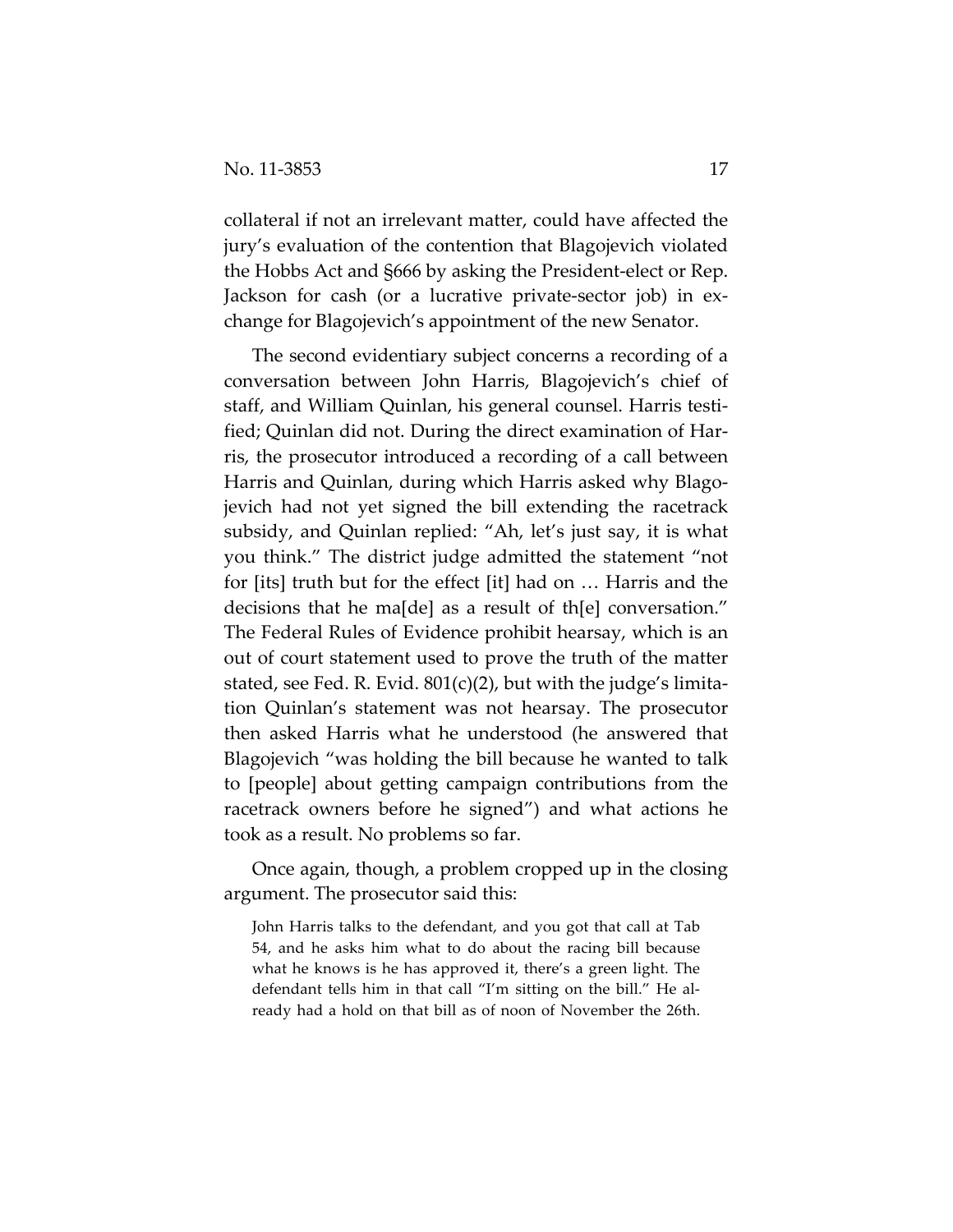collateral if not an irrelevant matter, could have affected the jury's evaluation of the contention that Blagojevich violated the Hobbs Act and §666 by asking the President-elect or Rep. Jackson for cash (or a lucrative private-sector job) in exchange for Blagojevich's appointment of the new Senator.

The second evidentiary subject concerns a recording of a conversation between John Harris, Blagojevich's chief of staff, and William Quinlan, his general counsel. Harris testified; Quinlan did not. During the direct examination of Harris, the prosecutor introduced a recording of a call between Harris and Quinlan, during which Harris asked why Blagojevich had not yet signed the bill extending the racetrack subsidy, and Quinlan replied: "Ah, let's just say, it is what you think." The district judge admitted the statement "not for [its] truth but for the effect [it] had on … Harris and the decisions that he ma[de] as a result of th[e] conversation." The Federal Rules of Evidence prohibit hearsay, which is an out of court statement used to prove the truth of the matter stated, see Fed. R. Evid. 801(c)(2), but with the judge's limitation Quinlan's statement was not hearsay. The prosecutor then asked Harris what he understood (he answered that Blagojevich "was holding the bill because he wanted to talk to [people] about getting campaign contributions from the racetrack owners before he signed") and what actions he took as a result. No problems so far.

Once again, though, a problem cropped up in the closing argument. The prosecutor said this:

> John Harris talks to the defendant, and you got that call at Tab 54, and he asks him what to do about the racing bill because what he knows is he has approved it, there's a green light. The defendant tells him in that call "I'm sitting on the bill." He already had a hold on that bill as of noon of November the 26th.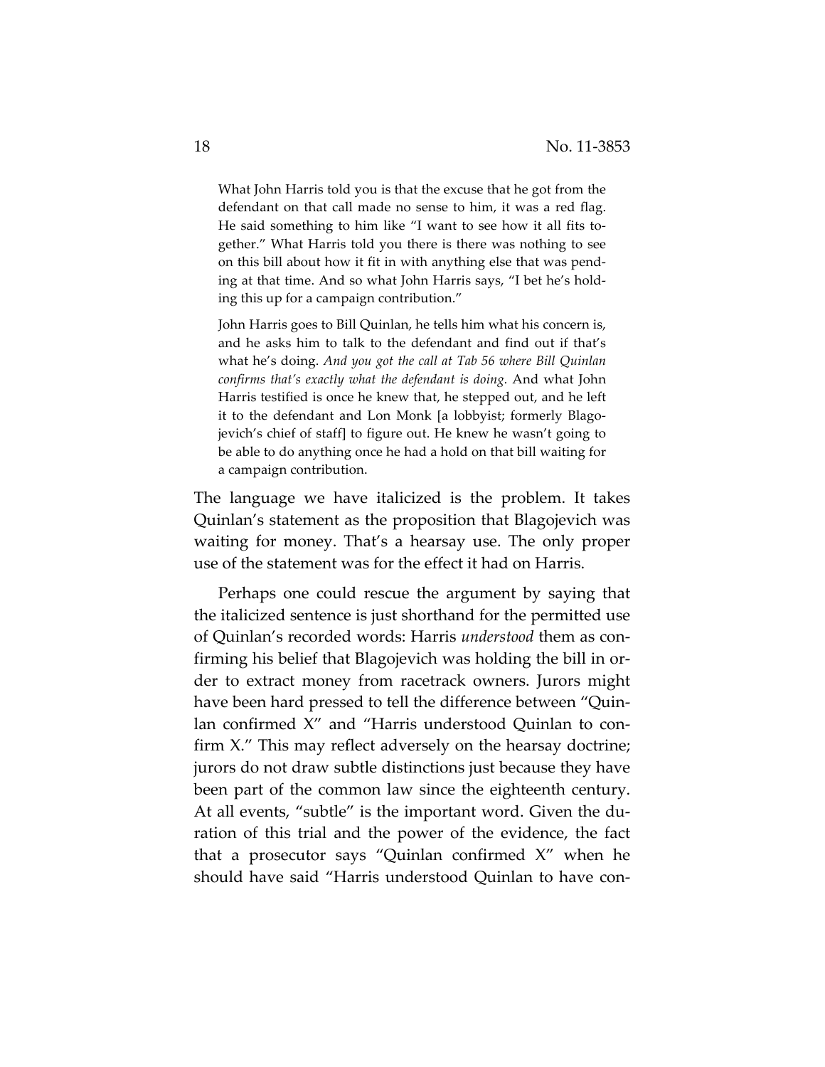> What John Harris told you is that the excuse that he got from the defendant on that call made no sense to him, it was a red flag. He said something to him like "I want to see how it all fits together." What Harris told you there is there was nothing to see on this bill about how it fit in with anything else that was pending at that time. And so what John Harris says, "I bet he's holding this up for a campaign contribution."
>
> John Harris goes to Bill Quinlan, he tells him what his concern is, and he asks him to talk to the defendant and find out if that's what he's doing. *And you got the call at Tab 56 where Bill Quinlan confirms that's exactly what the defendant is doing.* And what John Harris testified is once he knew that, he stepped out, and he left it to the defendant and Lon Monk [a lobbyist; formerly Blagojevich's chief of staff] to figure out. He knew he wasn't going to be able to do anything once he had a hold on that bill waiting for a campaign contribution.

The language we have italicized is the problem. It takes Quinlan's statement as the proposition that Blagojevich was waiting for money. That's a hearsay use. The only proper use of the statement was for the effect it had on Harris.

Perhaps one could rescue the argument by saying that the italicized sentence is just shorthand for the permitted use of Quinlan's recorded words: Harris *understood* them as confirming his belief that Blagojevich was holding the bill in order to extract money from racetrack owners. Jurors might have been hard pressed to tell the difference between "Quinlan confirmed X" and "Harris understood Quinlan to confirm X." This may reflect adversely on the hearsay doctrine; jurors do not draw subtle distinctions just because they have been part of the common law since the eighteenth century. At all events, "subtle" is the important word. Given the duration of this trial and the power of the evidence, the fact that a prosecutor says "Quinlan confirmed X" when he should have said "Harris understood Quinlan to have con-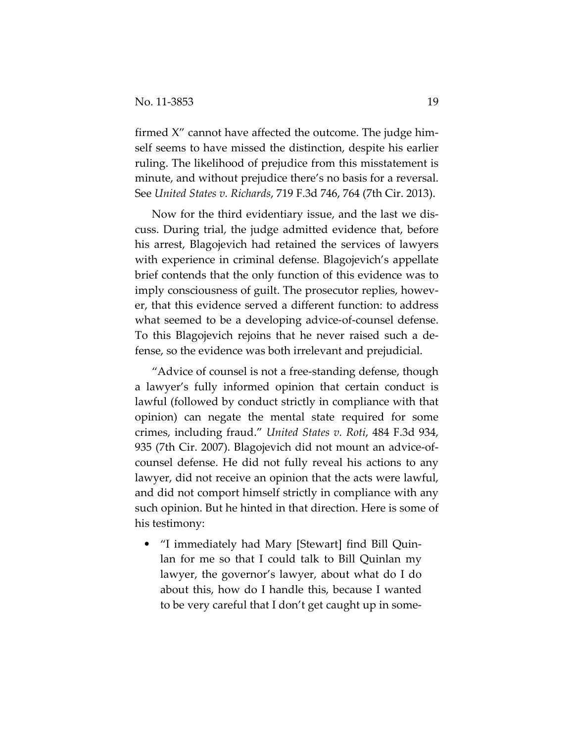firmed X" cannot have affected the outcome. The judge himself seems to have missed the distinction, despite his earlier ruling. The likelihood of prejudice from this misstatement is minute, and without prejudice there's no basis for a reversal. See *United States v. Richards*, 719 F.3d 746, 764 (7th Cir. 2013).

Now for the third evidentiary issue, and the last we discuss. During trial, the judge admitted evidence that, before his arrest, Blagojevich had retained the services of lawyers with experience in criminal defense. Blagojevich's appellate brief contends that the only function of this evidence was to imply consciousness of guilt. The prosecutor replies, however, that this evidence served a different function: to address what seemed to be a developing advice-of-counsel defense. To this Blagojevich rejoins that he never raised such a defense, so the evidence was both irrelevant and prejudicial.

"Advice of counsel is not a free-standing defense, though a lawyer's fully informed opinion that certain conduct is lawful (followed by conduct strictly in compliance with that opinion) can negate the mental state required for some crimes, including fraud." *United States v. Roti*, 484 F.3d 934, 935 (7th Cir. 2007). Blagojevich did not mount an advice-of-counsel defense. He did not fully reveal his actions to any lawyer, did not receive an opinion that the acts were lawful, and did not comport himself strictly in compliance with any such opinion. But he hinted in that direction. Here is some of his testimony:

- "I immediately had Mary [Stewart] find Bill Quinlan for me so that I could talk to Bill Quinlan my lawyer, the governor's lawyer, about what do I do about this, how do I handle this, because I wanted to be very careful that I don't get caught up in some-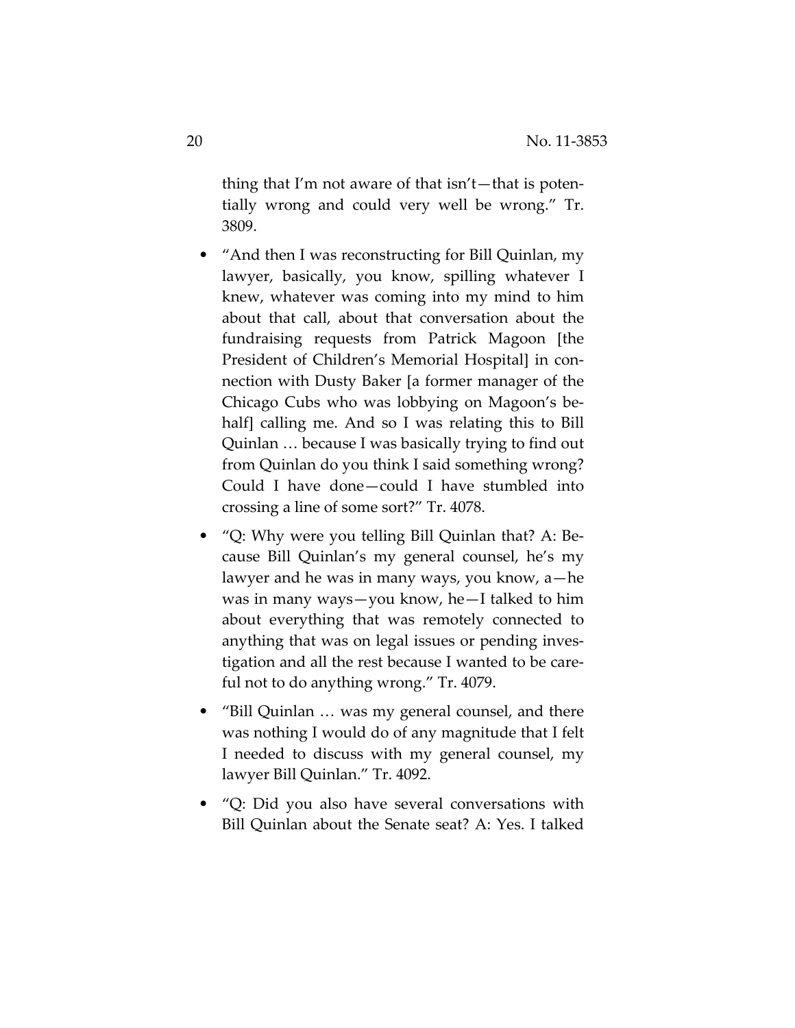thing that I'm not aware of that isn't—that is potentially wrong and could very well be wrong." Tr. 3809.

- "And then I was reconstructing for Bill Quinlan, my lawyer, basically, you know, spilling whatever I knew, whatever was coming into my mind to him about that call, about that conversation about the fundraising requests from Patrick Magoon [the President of Children's Memorial Hospital] in connection with Dusty Baker [a former manager of the Chicago Cubs who was lobbying on Magoon's behalf] calling me. And so I was relating this to Bill Quinlan … because I was basically trying to find out from Quinlan do you think I said something wrong? Could I have done—could I have stumbled into crossing a line of some sort?" Tr. 4078.

- "Q: Why were you telling Bill Quinlan that? A: Because Bill Quinlan's my general counsel, he's my lawyer and he was in many ways, you know, a—he was in many ways—you know, he—I talked to him about everything that was remotely connected to anything that was on legal issues or pending investigation and all the rest because I wanted to be careful not to do anything wrong." Tr. 4079.

- "Bill Quinlan … was my general counsel, and there was nothing I would do of any magnitude that I felt I needed to discuss with my general counsel, my lawyer Bill Quinlan." Tr. 4092.

- "Q: Did you also have several conversations with Bill Quinlan about the Senate seat? A: Yes. I talked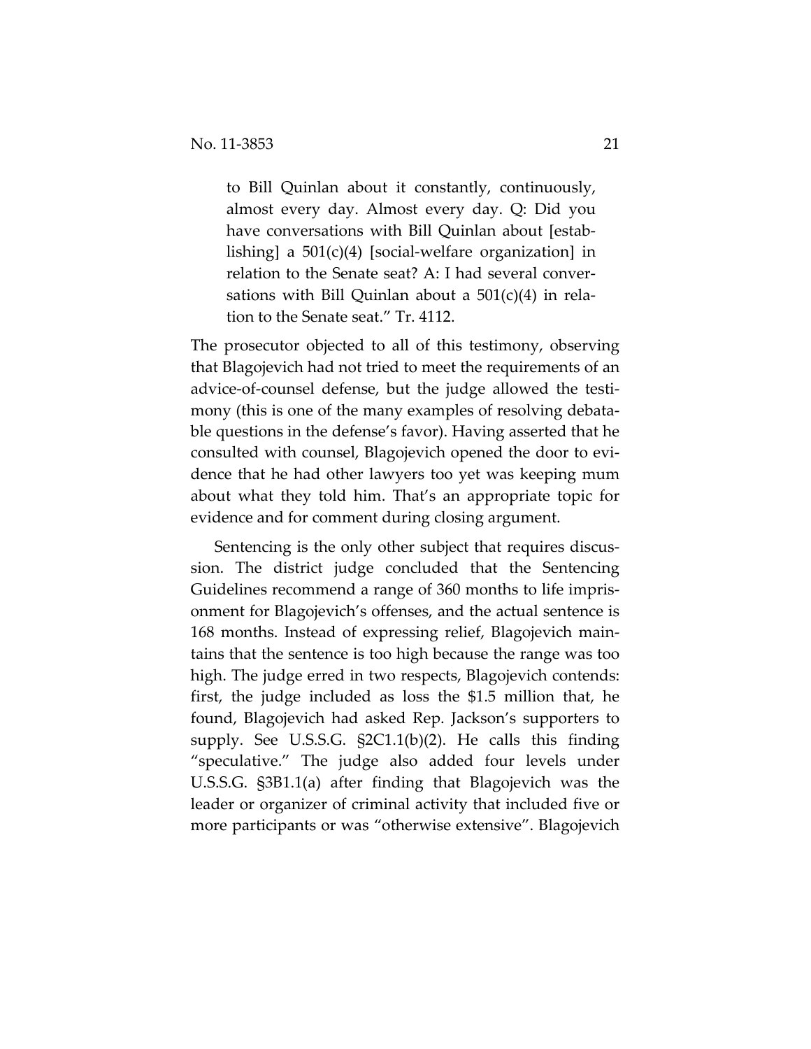to Bill Quinlan about it constantly, continuously, almost every day. Almost every day. Q: Did you have conversations with Bill Quinlan about [establishing] a 501(c)(4) [social-welfare organization] in relation to the Senate seat? A: I had several conversations with Bill Quinlan about a 501(c)(4) in relation to the Senate seat." Tr. 4112.

The prosecutor objected to all of this testimony, observing that Blagojevich had not tried to meet the requirements of an advice-of-counsel defense, but the judge allowed the testimony (this is one of the many examples of resolving debatable questions in the defense's favor). Having asserted that he consulted with counsel, Blagojevich opened the door to evidence that he had other lawyers too yet was keeping mum about what they told him. That's an appropriate topic for evidence and for comment during closing argument.

Sentencing is the only other subject that requires discussion. The district judge concluded that the Sentencing Guidelines recommend a range of 360 months to life imprisonment for Blagojevich's offenses, and the actual sentence is 168 months. Instead of expressing relief, Blagojevich maintains that the sentence is too high because the range was too high. The judge erred in two respects, Blagojevich contends: first, the judge included as loss the $1.5 million that, he found, Blagojevich had asked Rep. Jackson's supporters to supply. See U.S.S.G. §2C1.1(b)(2). He calls this finding "speculative." The judge also added four levels under U.S.S.G. §3B1.1(a) after finding that Blagojevich was the leader or organizer of criminal activity that included five or more participants or was "otherwise extensive". Blagojevich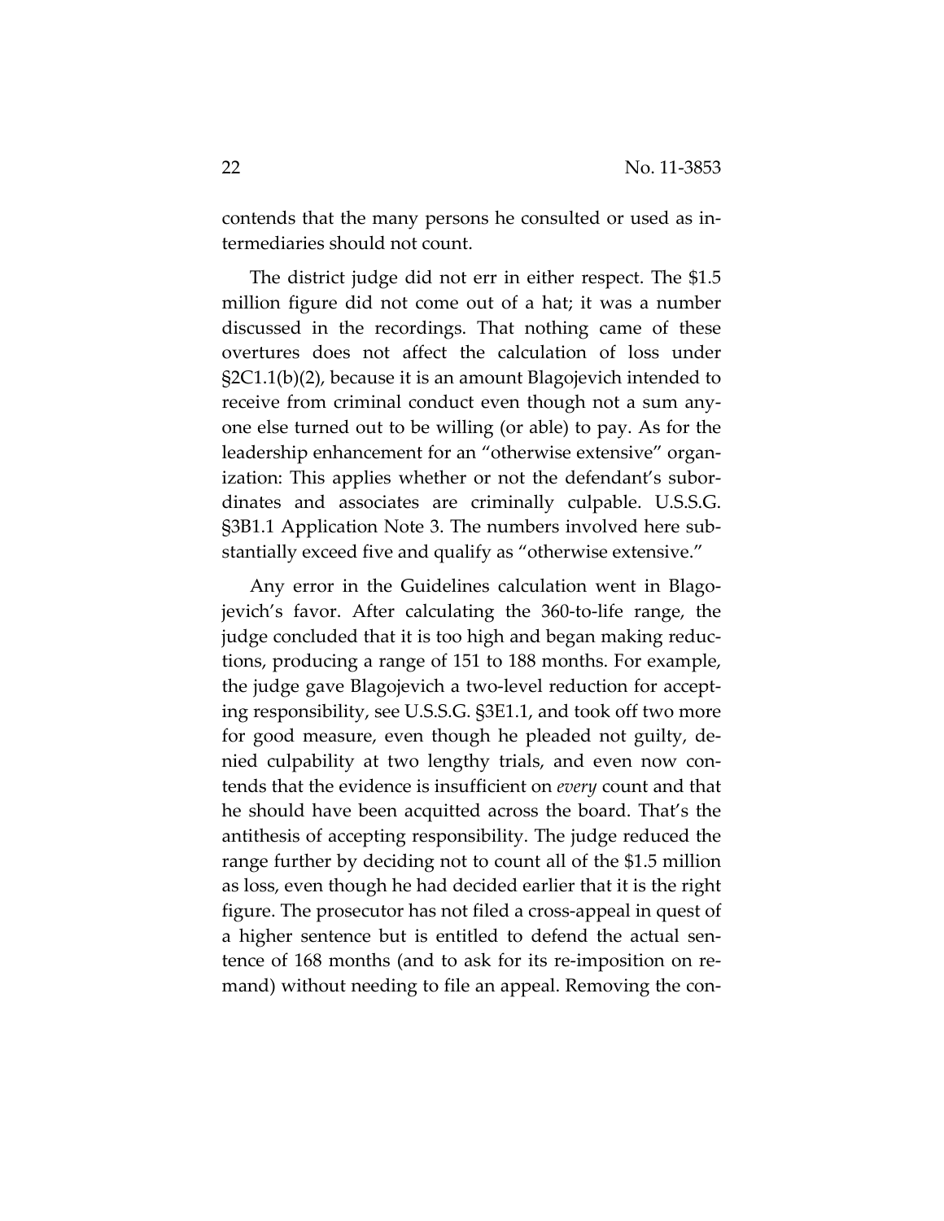contends that the many persons he consulted or used as intermediaries should not count.

The district judge did not err in either respect. The $1.5 million figure did not come out of a hat; it was a number discussed in the recordings. That nothing came of these overtures does not affect the calculation of loss under §2C1.1(b)(2), because it is an amount Blagojevich intended to receive from criminal conduct even though not a sum anyone else turned out to be willing (or able) to pay. As for the leadership enhancement for an "otherwise extensive" organization: This applies whether or not the defendant's subordinates and associates are criminally culpable. U.S.S.G. §3B1.1 Application Note 3. The numbers involved here substantially exceed five and qualify as "otherwise extensive."

Any error in the Guidelines calculation went in Blagojevich's favor. After calculating the 360-to-life range, the judge concluded that it is too high and began making reductions, producing a range of 151 to 188 months. For example, the judge gave Blagojevich a two-level reduction for accepting responsibility, see U.S.S.G. §3E1.1, and took off two more for good measure, even though he pleaded not guilty, denied culpability at two lengthy trials, and even now contends that the evidence is insufficient on *every* count and that he should have been acquitted across the board. That's the antithesis of accepting responsibility. The judge reduced the range further by deciding not to count all of the $1.5 million as loss, even though he had decided earlier that it is the right figure. The prosecutor has not filed a cross-appeal in quest of a higher sentence but is entitled to defend the actual sentence of 168 months (and to ask for its re-imposition on remand) without needing to file an appeal. Removing the con-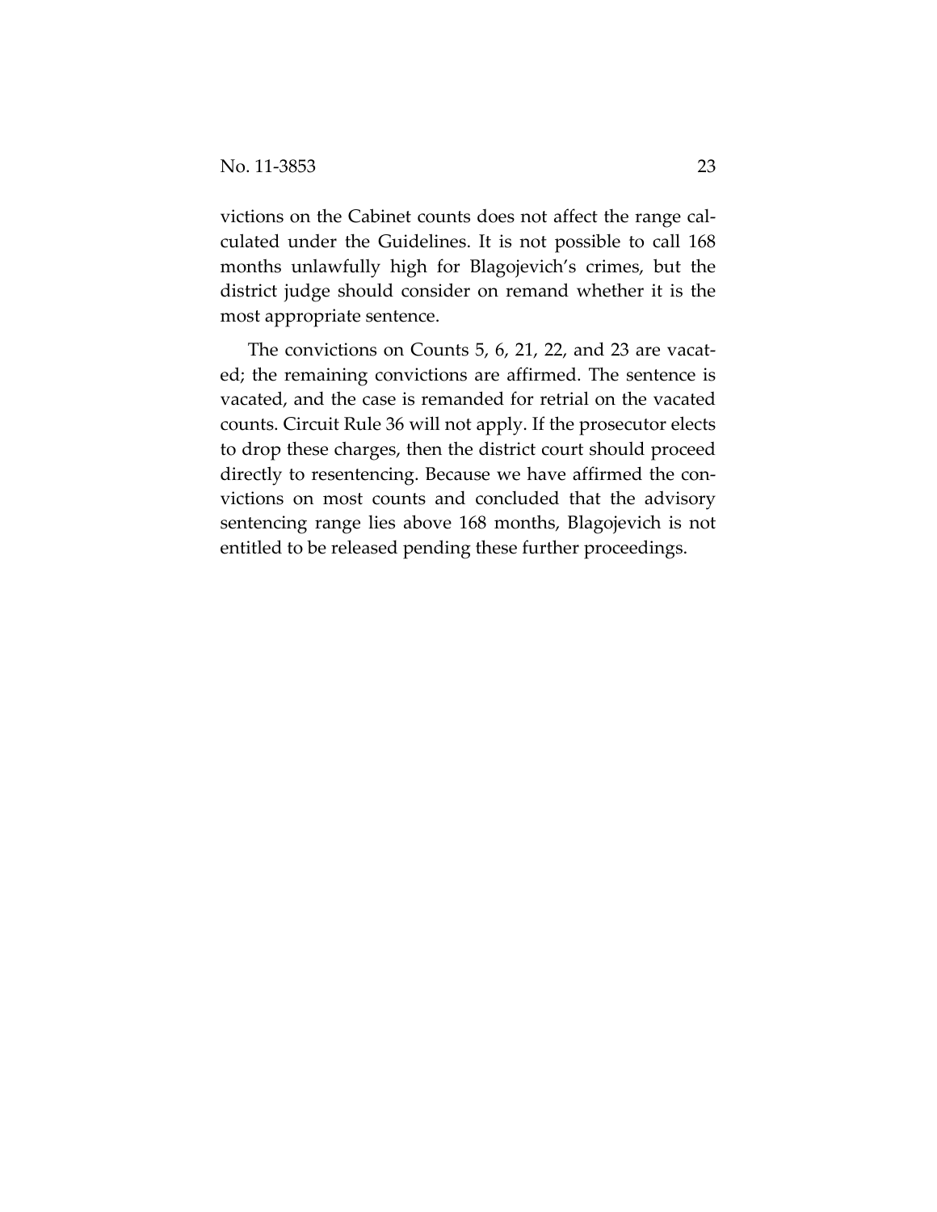victions on the Cabinet counts does not affect the range calculated under the Guidelines. It is not possible to call 168 months unlawfully high for Blagojevich's crimes, but the district judge should consider on remand whether it is the most appropriate sentence.

The convictions on Counts 5, 6, 21, 22, and 23 are vacated; the remaining convictions are affirmed. The sentence is vacated, and the case is remanded for retrial on the vacated counts. Circuit Rule 36 will not apply. If the prosecutor elects to drop these charges, then the district court should proceed directly to resentencing. Because we have affirmed the convictions on most counts and concluded that the advisory sentencing range lies above 168 months, Blagojevich is not entitled to be released pending these further proceedings.